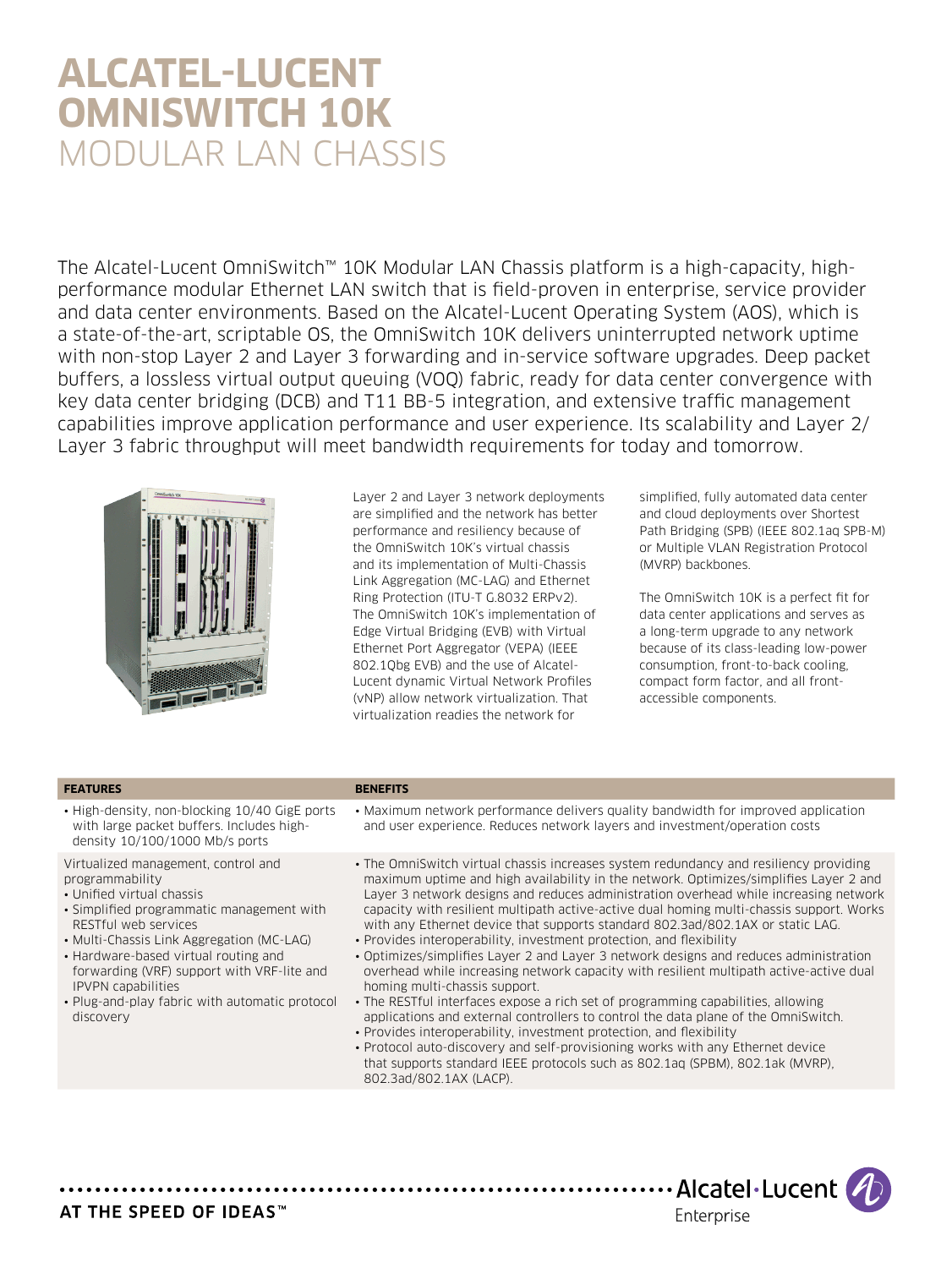# ALCATEL-LUCENT OMNISWITCH 10K

## MODULAR LAN CHASSIS

The Alcatel-Lucent OmniSwitch™ 10K Modular LAN Chassis platform is a high-capacity, high-performance modular Ethernet LAN switch that is field-proven in enterprise, service provider and data center environments. Based on the Alcatel-Lucent Operating System (AOS), which is a state-of-the-art, scriptable OS, the OmniSwitch 10K delivers uninterrupted network uptime with non-stop Layer 2 and Layer 3 forwarding and in-service software upgrades. Deep packet buffers, a lossless virtual output queuing (VOQ) fabric, ready for data center convergence with key data center bridging (DCB) and T11 BB-5 integration, and extensive traffic management capabilities improve application performance and user experience. Its scalability and Layer 2/ Layer 3 fabric throughput will meet bandwidth requirements for today and tomorrow.

Layer 2 and Layer 3 network deployments are simplified and the network has better performance and resiliency because of the OmniSwitch 10K's virtual chassis and its implementation of Multi-Chassis Link Aggregation (MC-LAG) and Ethernet Ring Protection (ITU-T G.8032 ERPv2). The OmniSwitch 10K's implementation of Edge Virtual Bridging (EVB) with Virtual Ethernet Port Aggregator (VEPA) (IEEE 802.1Qbg EVB) and the use of Alcatel-Lucent dynamic Virtual Network Profiles (vNP) allow network virtualization. That virtualization readies the network for simplified, fully automated data center and cloud deployments over Shortest Path Bridging (SPB) (IEEE 802.1aq SPB-M) or Multiple VLAN Registration Protocol (MVRP) backbones.

The OmniSwitch 10K is a perfect fit for data center applications and serves as a long-term upgrade to any network because of its class-leading low-power consumption, front-to-back cooling, compact form factor, and all front-accessible components.

| FEATURES | BENEFITS |
|---|---|
| • High-density, non-blocking 10/40 GigE ports with large packet buffers. Includes high-density 10/100/1000 Mb/s ports | • Maximum network performance delivers quality bandwidth for improved application and user experience. Reduces network layers and investment/operation costs |
| Virtualized management, control and programmability<br>• Unified virtual chassis<br>• Simplified programmatic management with RESTful web services<br>• Multi-Chassis Link Aggregation (MC-LAG)<br>• Hardware-based virtual routing and forwarding (VRF) support with VRF-lite and IPVPN capabilities<br>• Plug-and-play fabric with automatic protocol discovery | • The OmniSwitch virtual chassis increases system redundancy and resiliency providing maximum uptime and high availability in the network. Optimizes/simplifies Layer 2 and Layer 3 network designs and reduces administration overhead while increasing network capacity with resilient multipath active-active dual homing multi-chassis support. Works with any Ethernet device that supports standard 802.3ad/802.1AX or static LAG.<br>• Provides interoperability, investment protection, and flexibility<br>• Optimizes/simplifies Layer 2 and Layer 3 network designs and reduces administration overhead while increasing network capacity with resilient multipath active-active dual homing multi-chassis support.<br>• The RESTful interfaces expose a rich set of programming capabilities, allowing applications and external controllers to control the data plane of the OmniSwitch.<br>• Provides interoperability, investment protection, and flexibility<br>• Protocol auto-discovery and self-provisioning works with any Ethernet device that supports standard IEEE protocols such as 802.1aq (SPBM), 802.1ak (MVRP), 802.3ad/802.1AX (LACP). |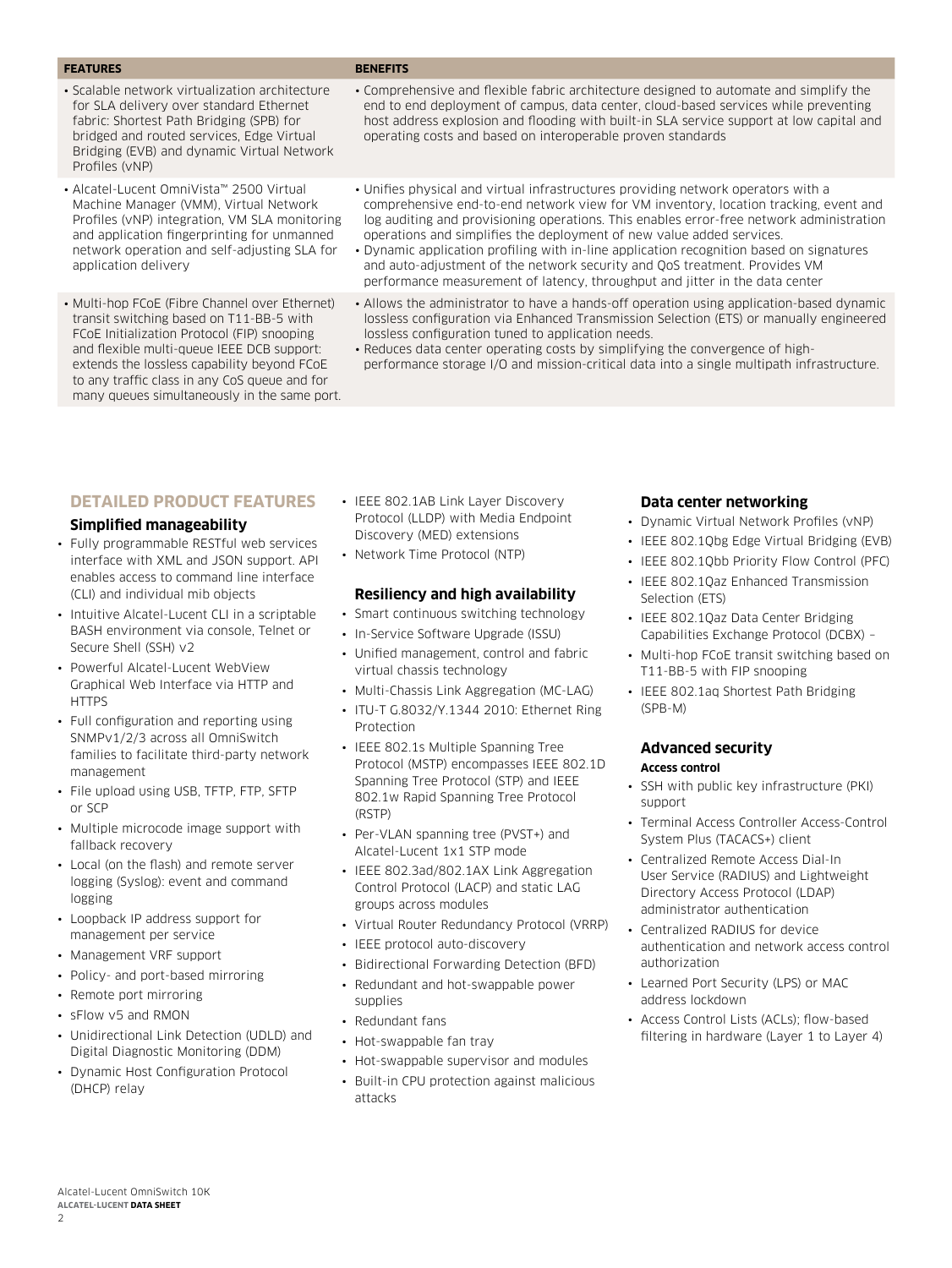| FEATURES | BENEFITS |
| --- | --- |
| • Scalable network virtualization architecture for SLA delivery over standard Ethernet fabric: Shortest Path Bridging (SPB) for bridged and routed services, Edge Virtual Bridging (EVB) and dynamic Virtual Network Profiles (vNP) | • Comprehensive and flexible fabric architecture designed to automate and simplify the end to end deployment of campus, data center, cloud-based services while preventing host address explosion and flooding with built-in SLA service support at low capital and operating costs and based on interoperable proven standards |
| • Alcatel-Lucent OmniVista™ 2500 Virtual Machine Manager (VMM), Virtual Network Profiles (vNP) integration, VM SLA monitoring and application fingerprinting for unmanned network operation and self-adjusting SLA for application delivery | • Unifies physical and virtual infrastructures providing network operators with a comprehensive end-to-end network view for VM inventory, location tracking, event and log auditing and provisioning operations. This enables error-free network administration operations and simplifies the deployment of new value added services.<br>• Dynamic application profiling with in-line application recognition based on signatures and auto-adjustment of the network security and QoS treatment. Provides VM performance measurement of latency, throughput and jitter in the data center |
| • Multi-hop FCoE (Fibre Channel over Ethernet) transit switching based on T11-BB-5 with FCoE Initialization Protocol (FIP) snooping and flexible multi-queue IEEE DCB support: extends the lossless capability beyond FCoE to any traffic class in any CoS queue and for many queues simultaneously in the same port. | • Allows the administrator to have a hands-off operation using application-based dynamic lossless configuration via Enhanced Transmission Selection (ETS) or manually engineered lossless configuration tuned to application needs.<br>• Reduces data center operating costs by simplifying the convergence of high-performance storage I/O and mission-critical data into a single multipath infrastructure. |

## DETAILED PRODUCT FEATURES

### Simplified manageability

- Fully programmable RESTful web services interface with XML and JSON support. API enables access to command line interface (CLI) and individual mib objects
- Intuitive Alcatel-Lucent CLI in a scriptable BASH environment via console, Telnet or Secure Shell (SSH) v2
- Powerful Alcatel-Lucent WebView Graphical Web Interface via HTTP and HTTPS
- Full configuration and reporting using SNMPv1/2/3 across all OmniSwitch families to facilitate third-party network management
- File upload using USB, TFTP, FTP, SFTP or SCP
- Multiple microcode image support with fallback recovery
- Local (on the flash) and remote server logging (Syslog): event and command logging
- Loopback IP address support for management per service
- Management VRF support
- Policy- and port-based mirroring
- Remote port mirroring
- sFlow v5 and RMON
- Unidirectional Link Detection (UDLD) and Digital Diagnostic Monitoring (DDM)
- Dynamic Host Configuration Protocol (DHCP) relay
- IEEE 802.1AB Link Layer Discovery Protocol (LLDP) with Media Endpoint Discovery (MED) extensions
- Network Time Protocol (NTP)

### Resiliency and high availability

- Smart continuous switching technology
- In-Service Software Upgrade (ISSU)
- Unified management, control and fabric virtual chassis technology
- Multi-Chassis Link Aggregation (MC-LAG)
- ITU-T G.8032/Y.1344 2010: Ethernet Ring Protection
- IEEE 802.1s Multiple Spanning Tree Protocol (MSTP) encompasses IEEE 802.1D Spanning Tree Protocol (STP) and IEEE 802.1w Rapid Spanning Tree Protocol (RSTP)
- Per-VLAN spanning tree (PVST+) and Alcatel-Lucent 1x1 STP mode
- IEEE 802.3ad/802.1AX Link Aggregation Control Protocol (LACP) and static LAG groups across modules
- Virtual Router Redundancy Protocol (VRRP)
- IEEE protocol auto-discovery
- Bidirectional Forwarding Detection (BFD)
- Redundant and hot-swappable power supplies
- Redundant fans
- Hot-swappable fan tray
- Hot-swappable supervisor and modules
- Built-in CPU protection against malicious attacks

### Data center networking

- Dynamic Virtual Network Profiles (vNP)
- IEEE 802.1Qbg Edge Virtual Bridging (EVB)
- IEEE 802.1Qbb Priority Flow Control (PFC)
- IEEE 802.1Qaz Enhanced Transmission Selection (ETS)
- IEEE 802.1Qaz Data Center Bridging Capabilities Exchange Protocol (DCBX) –
- Multi-hop FCoE transit switching based on T11-BB-5 with FIP snooping
- IEEE 802.1aq Shortest Path Bridging (SPB-M)

### Advanced security

**Access control**

- SSH with public key infrastructure (PKI) support
- Terminal Access Controller Access-Control System Plus (TACACS+) client
- Centralized Remote Access Dial-In User Service (RADIUS) and Lightweight Directory Access Protocol (LDAP) administrator authentication
- Centralized RADIUS for device authentication and network access control authorization
- Learned Port Security (LPS) or MAC address lockdown
- Access Control Lists (ACLs); flow-based filtering in hardware (Layer 1 to Layer 4)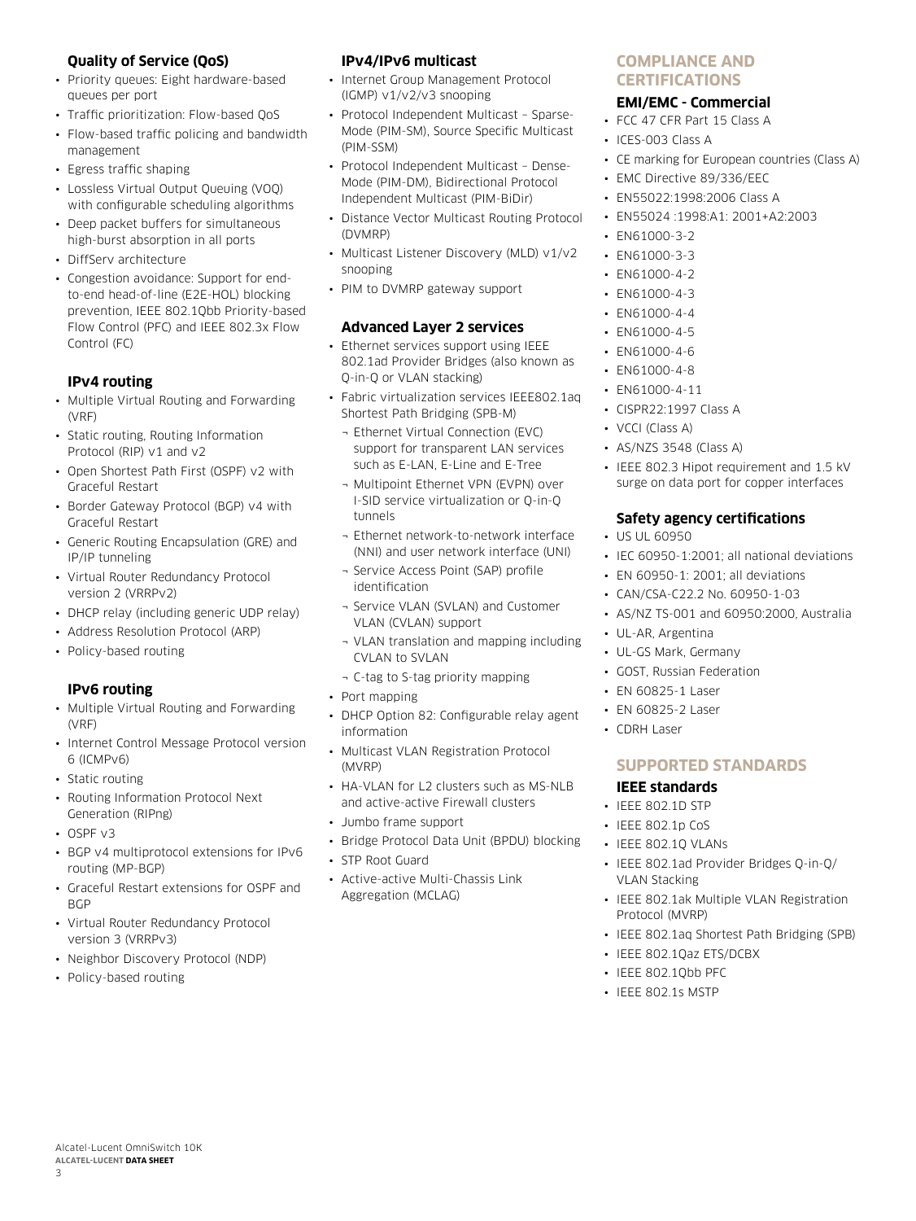### Quality of Service (QoS)

- Priority queues: Eight hardware-based queues per port
- Traffic prioritization: Flow-based QoS
- Flow-based traffic policing and bandwidth management
- Egress traffic shaping
- Lossless Virtual Output Queuing (VOQ) with configurable scheduling algorithms
- Deep packet buffers for simultaneous high-burst absorption in all ports
- DiffServ architecture
- Congestion avoidance: Support for end-to-end head-of-line (E2E-HOL) blocking prevention, IEEE 802.1Qbb Priority-based Flow Control (PFC) and IEEE 802.3x Flow Control (FC)

### IPv4 routing

- Multiple Virtual Routing and Forwarding (VRF)
- Static routing, Routing Information Protocol (RIP) v1 and v2
- Open Shortest Path First (OSPF) v2 with Graceful Restart
- Border Gateway Protocol (BGP) v4 with Graceful Restart
- Generic Routing Encapsulation (GRE) and IP/IP tunneling
- Virtual Router Redundancy Protocol version 2 (VRRPv2)
- DHCP relay (including generic UDP relay)
- Address Resolution Protocol (ARP)
- Policy-based routing

### IPv6 routing

- Multiple Virtual Routing and Forwarding (VRF)
- Internet Control Message Protocol version 6 (ICMPv6)
- Static routing
- Routing Information Protocol Next Generation (RIPng)
- OSPF v3
- BGP v4 multiprotocol extensions for IPv6 routing (MP-BGP)
- Graceful Restart extensions for OSPF and BGP
- Virtual Router Redundancy Protocol version 3 (VRRPv3)
- Neighbor Discovery Protocol (NDP)
- Policy-based routing

### IPv4/IPv6 multicast

- Internet Group Management Protocol (IGMP) v1/v2/v3 snooping
- Protocol Independent Multicast – Sparse-Mode (PIM-SM), Source Specific Multicast (PIM-SSM)
- Protocol Independent Multicast – Dense-Mode (PIM-DM), Bidirectional Protocol Independent Multicast (PIM-BiDir)
- Distance Vector Multicast Routing Protocol (DVMRP)
- Multicast Listener Discovery (MLD) v1/v2 snooping
- PIM to DVMRP gateway support

### Advanced Layer 2 services

- Ethernet services support using IEEE 802.1ad Provider Bridges (also known as Q-in-Q or VLAN stacking)
- Fabric virtualization services IEEE802.1aq Shortest Path Bridging (SPB-M)
  - Ethernet Virtual Connection (EVC) support for transparent LAN services such as E-LAN, E-Line and E-Tree
  - Multipoint Ethernet VPN (EVPN) over I-SID service virtualization or Q-in-Q tunnels
  - Ethernet network-to-network interface (NNI) and user network interface (UNI)
  - Service Access Point (SAP) profile identification
  - Service VLAN (SVLAN) and Customer VLAN (CVLAN) support
  - VLAN translation and mapping including CVLAN to SVLAN
  - C-tag to S-tag priority mapping
- Port mapping
- DHCP Option 82: Configurable relay agent information
- Multicast VLAN Registration Protocol (MVRP)
- HA-VLAN for L2 clusters such as MS-NLB and active-active Firewall clusters
- Jumbo frame support
- Bridge Protocol Data Unit (BPDU) blocking
- STP Root Guard
- Active-active Multi-Chassis Link Aggregation (MCLAG)

## COMPLIANCE AND CERTIFICATIONS

### EMI/EMC - Commercial

- FCC 47 CFR Part 15 Class A
- ICES-003 Class A
- CE marking for European countries (Class A)
- EMC Directive 89/336/EEC
- EN55022:1998:2006 Class A
- EN55024 :1998:A1: 2001+A2:2003
- EN61000-3-2
- EN61000-3-3
- EN61000-4-2
- EN61000-4-3
- EN61000-4-4
- EN61000-4-5
- EN61000-4-6
- EN61000-4-8
- EN61000-4-11
- CISPR22:1997 Class A
- VCCI (Class A)
- AS/NZS 3548 (Class A)
- IEEE 802.3 Hipot requirement and 1.5 kV surge on data port for copper interfaces

### Safety agency certifications

- US UL 60950
- IEC 60950-1:2001; all national deviations
- EN 60950-1: 2001; all deviations
- CAN/CSA-C22.2 No. 60950-1-03
- AS/NZ TS-001 and 60950:2000, Australia
- UL-AR, Argentina
- UL-GS Mark, Germany
- GOST, Russian Federation
- EN 60825-1 Laser
- EN 60825-2 Laser
- CDRH Laser

## SUPPORTED STANDARDS

### IEEE standards

- IEEE 802.1D STP
- IEEE 802.1p CoS
- IEEE 802.1Q VLANs
- IEEE 802.1ad Provider Bridges Q-in-Q/ VLAN Stacking
- IEEE 802.1ak Multiple VLAN Registration Protocol (MVRP)
- IEEE 802.1aq Shortest Path Bridging (SPB)
- IEEE 802.1Qaz ETS/DCBX
- IEEE 802.1Qbb PFC
- IEEE 802.1s MSTP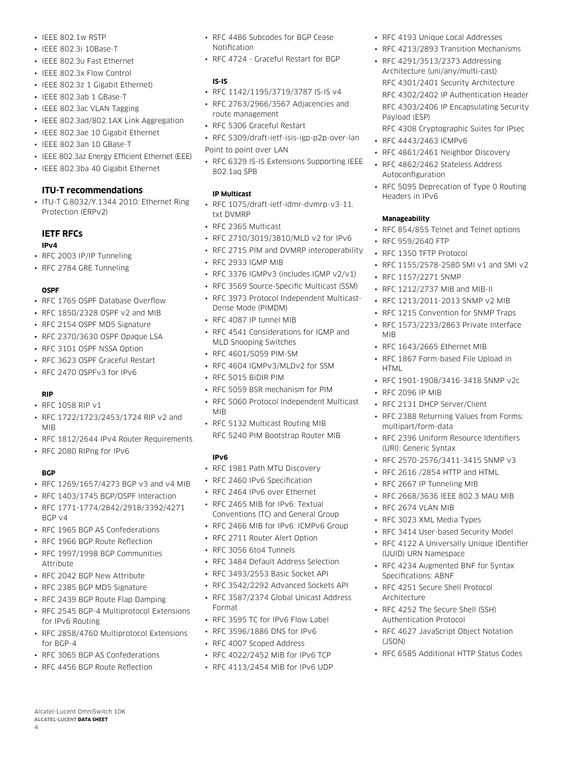- IEEE 802.1w RSTP
- IEEE 802.3i 10Base-T
- IEEE 802.3u Fast Ethernet
- IEEE 802.3x Flow Control
- IEEE 802.3z 1 Gigabit Ethernet)
- IEEE 802.3ab 1 GBase-T
- IEEE 802.3ac VLAN Tagging
- IEEE 802.3ad/802.1AX Link Aggregation
- IEEE 802.3ae 10 Gigabit Ethernet
- IEEE 802.3an 10 GBase-T
- IEEE 802.3az Energy Efficient Ethernet (EEE)
- IEEE 802.3ba 40 Gigabit Ethernet

### ITU-T recommendations

- ITU-T G.8032/Y.1344 2010: Ethernet Ring Protection (ERPv2)

### IETF RFCs

#### IPv4

- RFC 2003 IP/IP Tunneling
- RFC 2784 GRE Tunneling

#### OSPF

- RFC 1765 OSPF Database Overflow
- RFC 1850/2328 OSPF v2 and MIB
- RFC 2154 OSPF MD5 Signature
- RFC 2370/3630 OSPF Opaque LSA
- RFC 3101 OSPF NSSA Option
- RFC 3623 OSPF Graceful Restart
- RFC 2470 OSPFv3 for IPv6

#### RIP

- RFC 1058 RIP v1
- RFC 1722/1723/2453/1724 RIP v2 and MIB
- RFC 1812/2644 IPv4 Router Requirements
- RFC 2080 RIPng for IPv6

#### BGP

- RFC 1269/1657/4273 BGP v3 and v4 MIB
- RFC 1403/1745 BGP/OSPF Interaction
- RFC 1771-1774/2842/2918/3392/4271 BGP v4
- RFC 1965 BGP AS Confederations
- RFC 1966 BGP Route Reflection
- RFC 1997/1998 BGP Communities Attribute
- RFC 2042 BGP New Attribute
- RFC 2385 BGP MD5 Signature
- RFC 2439 BGP Route Flap Damping
- RFC 2545 BGP-4 Multiprotocol Extensions for IPv6 Routing
- RFC 2858/4760 Multiprotocol Extensions for BGP-4
- RFC 3065 BGP AS Confederations
- RFC 4456 BGP Route Reflection
- RFC 4486 Subcodes for BGP Cease Notification
- RFC 4724 - Graceful Restart for BGP

#### IS-IS

- RFC 1142/1195/3719/3787 IS-IS v4
- RFC 2763/2966/3567 Adjacencies and route management
- RFC 5306 Graceful Restart
- RFC 5309/draft-ietf-isis-igp-p2p-over-lan

Point to point over LAN

- RFC 6329 IS-IS Extensions Supporting IEEE 802.1aq SPB

#### IP Multicast

- RFC 1075/draft-ietf-idmr-dvmrp-v3-11.txt DVMRP
- RFC 2365 Multicast
- RFC 2710/3019/3810/MLD v2 for IPv6
- RFC 2715 PIM and DVMRP interoperability
- RFC 2933 IGMP MIB
- RFC 3376 IGMPv3 (includes IGMP v2/v1)
- RFC 3569 Source-Specific Multicast (SSM)
- RFC 3973 Protocol Independent Multicast-Dense Mode (PIMDM)
- RFC 4087 IP tunnel MIB
- RFC 4541 Considerations for IGMP and MLD Snooping Switches
- RFC 4601/5059 PIM-SM
- RFC 4604 IGMPv3/MLDv2 for SSM
- RFC 5015 BiDIR PIM
- RFC 5059 BSR mechanism for PIM
- RFC 5060 Protocol Independent Multicast MIB
- RFC 5132 Multicast Routing MIB
  RFC 5240 PIM Bootstrap Router MIB

#### IPv6

- RFC 1981 Path MTU Discovery
- RFC 2460 IPv6 Specification
- RFC 2464 IPv6 over Ethernet
- RFC 2465 MIB for IPv6: Textual Conventions (TC) and General Group
- RFC 2466 MIB for IPv6: ICMPv6 Group
- RFC 2711 Router Alert Option
- RFC 3056 6to4 Tunnels
- RFC 3484 Default Address Selection
- RFC 3493/2553 Basic Socket API
- RFC 3542/2292 Advanced Sockets API
- RFC 3587/2374 Global Unicast Address Format
- RFC 3595 TC for IPv6 Flow Label
- RFC 3596/1886 DNS for IPv6
- RFC 4007 Scoped Address
- RFC 4022/2452 MIB for IPv6 TCP
- RFC 4113/2454 MIB for IPv6 UDP
- RFC 4193 Unique Local Addresses
- RFC 4213/2893 Transition Mechanisms
- RFC 4291/3513/2373 Addressing Architecture (uni/any/multi-cast)
  RFC 4301/2401 Security Architecture
  RFC 4302/2402 IP Authentication Header
  RFC 4303/2406 IP Encapsulating Security Payload (ESP)
  RFC 4308 Cryptographic Suites for IPsec
- RFC 4443/2463 ICMPv6
- RFC 4861/2461 Neighbor Discovery
- RFC 4862/2462 Stateless Address Autoconfiguration
- RFC 5095 Deprecation of Type 0 Routing Headers in IPv6

#### Manageability

- RFC 854/855 Telnet and Telnet options
- RFC 959/2640 FTP
- RFC 1350 TFTP Protocol
- RFC 1155/2578-2580 SMI v1 and SMI v2
- RFC 1157/2271 SNMP
- RFC 1212/2737 MIB and MIB-II
- RFC 1213/2011-2013 SNMP v2 MIB
- RFC 1215 Convention for SNMP Traps
- RFC 1573/2233/2863 Private Interface MIB
- RFC 1643/2665 Ethernet MIB
- RFC 1867 Form-based File Upload in HTML
- RFC 1901-1908/3416-3418 SNMP v2c
- RFC 2096 IP MIB
- RFC 2131 DHCP Server/Client
- RFC 2388 Returning Values from Forms: multipart/form-data
- RFC 2396 Uniform Resource Identifiers (URI): Generic Syntax
- RFC 2570-2576/3411-3415 SNMP v3
- RFC 2616 /2854 HTTP and HTML
- RFC 2667 IP Tunneling MIB
- RFC 2668/3636 IEEE 802.3 MAU MIB
- RFC 2674 VLAN MIB
- RFC 3023 XML Media Types
- RFC 3414 User-based Security Model
- RFC 4122 A Universally Unique IDentifier (UUID) URN Namespace
- RFC 4234 Augmented BNF for Syntax Specifications: ABNF
- RFC 4251 Secure Shell Protocol Architecture
- RFC 4252 The Secure Shell (SSH) Authentication Protocol
- RFC 4627 JavaScript Object Notation (JSON)
- RFC 6585 Additional HTTP Status Codes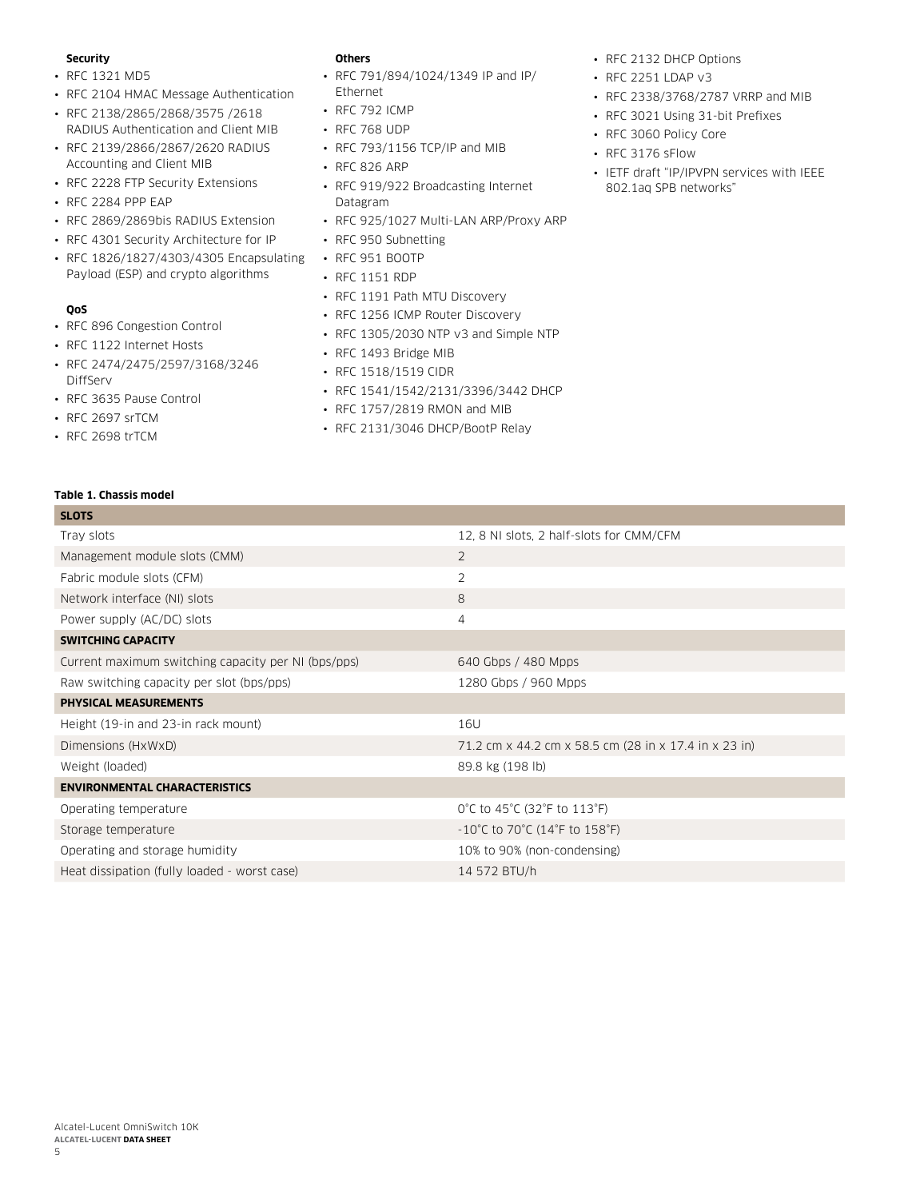### Security

- RFC 1321 MD5
- RFC 2104 HMAC Message Authentication
- RFC 2138/2865/2868/3575 /2618 RADIUS Authentication and Client MIB
- RFC 2139/2866/2867/2620 RADIUS Accounting and Client MIB
- RFC 2228 FTP Security Extensions
- RFC 2284 PPP EAP
- RFC 2869/2869bis RADIUS Extension
- RFC 4301 Security Architecture for IP
- RFC 1826/1827/4303/4305 Encapsulating Payload (ESP) and crypto algorithms

### QoS

- RFC 896 Congestion Control
- RFC 1122 Internet Hosts
- RFC 2474/2475/2597/3168/3246 DiffServ
- RFC 3635 Pause Control
- RFC 2697 srTCM
- RFC 2698 trTCM

### Others

- RFC 791/894/1024/1349 IP and IP/ Ethernet
- RFC 792 ICMP
- RFC 768 UDP
- RFC 793/1156 TCP/IP and MIB
- RFC 826 ARP
- RFC 919/922 Broadcasting Internet Datagram
- RFC 925/1027 Multi-LAN ARP/Proxy ARP
- RFC 950 Subnetting
- RFC 951 BOOTP
- RFC 1151 RDP
- RFC 1191 Path MTU Discovery
- RFC 1256 ICMP Router Discovery
- RFC 1305/2030 NTP v3 and Simple NTP
- RFC 1493 Bridge MIB
- RFC 1518/1519 CIDR
- RFC 1541/1542/2131/3396/3442 DHCP
- RFC 1757/2819 RMON and MIB
- RFC 2131/3046 DHCP/BootP Relay
- RFC 2132 DHCP Options
- RFC 2251 LDAP v3
- RFC 2338/3768/2787 VRRP and MIB
- RFC 3021 Using 31-bit Prefixes
- RFC 3060 Policy Core
- RFC 3176 sFlow
- IETF draft "IP/IPVPN services with IEEE 802.1aq SPB networks"

**Table 1. Chassis model**

| **SLOTS** | |
|---|---|
| Tray slots | 12, 8 NI slots, 2 half-slots for CMM/CFM |
| Management module slots (CMM) | 2 |
| Fabric module slots (CFM) | 2 |
| Network interface (NI) slots | 8 |
| Power supply (AC/DC) slots | 4 |
| **SWITCHING CAPACITY** | |
| Current maximum switching capacity per NI (bps/pps) | 640 Gbps / 480 Mpps |
| Raw switching capacity per slot (bps/pps) | 1280 Gbps / 960 Mpps |
| **PHYSICAL MEASUREMENTS** | |
| Height (19-in and 23-in rack mount) | 16U |
| Dimensions (HxWxD) | 71.2 cm x 44.2 cm x 58.5 cm (28 in x 17.4 in x 23 in) |
| Weight (loaded) | 89.8 kg (198 lb) |
| **ENVIRONMENTAL CHARACTERISTICS** | |
| Operating temperature | 0°C to 45°C (32°F to 113°F) |
| Storage temperature | -10°C to 70°C (14°F to 158°F) |
| Operating and storage humidity | 10% to 90% (non-condensing) |
| Heat dissipation (fully loaded - worst case) | 14 572 BTU/h |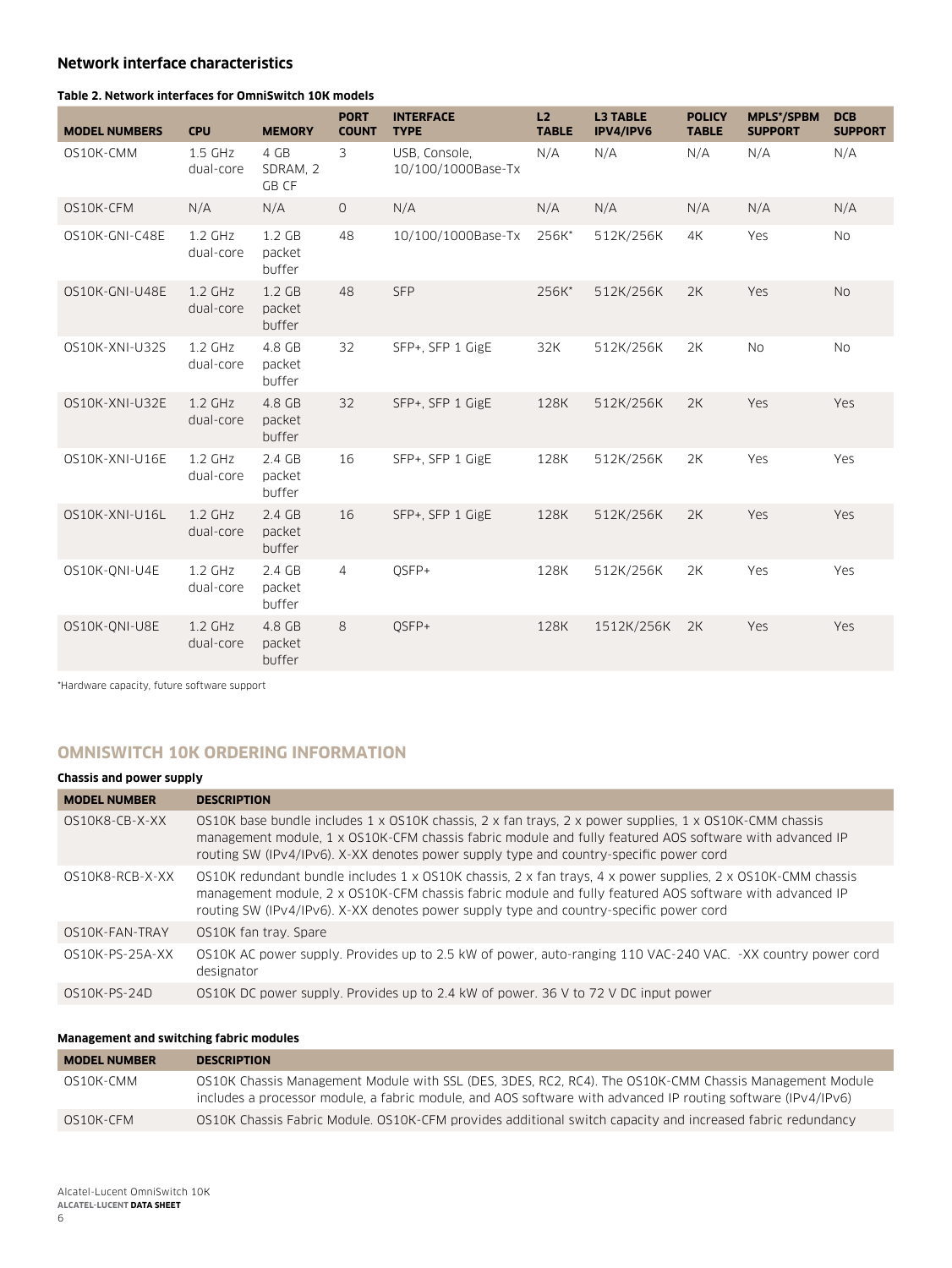## Network interface characteristics

**Table 2. Network interfaces for OmniSwitch 10K models**

| MODEL NUMBERS | CPU | MEMORY | PORT COUNT | INTERFACE TYPE | L2 TABLE | L3 TABLE IPV4/IPV6 | POLICY TABLE | MPLS*/SPBM SUPPORT | DCB SUPPORT |
|---|---|---|---|---|---|---|---|---|---|
| OS10K-CMM | 1.5 GHz dual-core | 4 GB SDRAM, 2 GB CF | 3 | USB, Console, 10/100/1000Base-Tx | N/A | N/A | N/A | N/A | N/A |
| OS10K-CFM | N/A | N/A | 0 | N/A | N/A | N/A | N/A | N/A | N/A |
| OS10K-GNI-C48E | 1.2 GHz dual-core | 1.2 GB packet buffer | 48 | 10/100/1000Base-Tx | 256K* | 512K/256K | 4K | Yes | No |
| OS10K-GNI-U48E | 1.2 GHz dual-core | 1.2 GB packet buffer | 48 | SFP | 256K* | 512K/256K | 2K | Yes | No |
| OS10K-XNI-U32S | 1.2 GHz dual-core | 4.8 GB packet buffer | 32 | SFP+, SFP 1 GigE | 32K | 512K/256K | 2K | No | No |
| OS10K-XNI-U32E | 1.2 GHz dual-core | 4.8 GB packet buffer | 32 | SFP+, SFP 1 GigE | 128K | 512K/256K | 2K | Yes | Yes |
| OS10K-XNI-U16E | 1.2 GHz dual-core | 2.4 GB packet buffer | 16 | SFP+, SFP 1 GigE | 128K | 512K/256K | 2K | Yes | Yes |
| OS10K-XNI-U16L | 1.2 GHz dual-core | 2.4 GB packet buffer | 16 | SFP+, SFP 1 GigE | 128K | 512K/256K | 2K | Yes | Yes |
| OS10K-QNI-U4E | 1.2 GHz dual-core | 2.4 GB packet buffer | 4 | QSFP+ | 128K | 512K/256K | 2K | Yes | Yes |
| OS10K-QNI-U8E | 1.2 GHz dual-core | 4.8 GB packet buffer | 8 | QSFP+ | 128K | 1512K/256K | 2K | Yes | Yes |

*Hardware capacity, future software support

## OMNISWITCH 10K ORDERING INFORMATION

**Chassis and power supply**

| MODEL NUMBER | DESCRIPTION |
|---|---|
| OS10K8-CB-X-XX | OS10K base bundle includes 1 x OS10K chassis, 2 x fan trays, 2 x power supplies, 1 x OS10K-CMM chassis management module, 1 x OS10K-CFM chassis fabric module and fully featured AOS software with advanced IP routing SW (IPv4/IPv6). X-XX denotes power supply type and country-specific power cord |
| OS10K8-RCB-X-XX | OS10K redundant bundle includes 1 x OS10K chassis, 2 x fan trays, 4 x power supplies, 2 x OS10K-CMM chassis management module, 2 x OS10K-CFM chassis fabric module and fully featured AOS software with advanced IP routing SW (IPv4/IPv6). X-XX denotes power supply type and country-specific power cord |
| OS10K-FAN-TRAY | OS10K fan tray. Spare |
| OS10K-PS-25A-XX | OS10K AC power supply. Provides up to 2.5 kW of power, auto-ranging 110 VAC-240 VAC. -XX country power cord designator |
| OS10K-PS-24D | OS10K DC power supply. Provides up to 2.4 kW of power. 36 V to 72 V DC input power |

**Management and switching fabric modules**

| MODEL NUMBER | DESCRIPTION |
|---|---|
| OS10K-CMM | OS10K Chassis Management Module with SSL (DES, 3DES, RC2, RC4). The OS10K-CMM Chassis Management Module includes a processor module, a fabric module, and AOS software with advanced IP routing software (IPv4/IPv6) |
| OS10K-CFM | OS10K Chassis Fabric Module. OS10K-CFM provides additional switch capacity and increased fabric redundancy |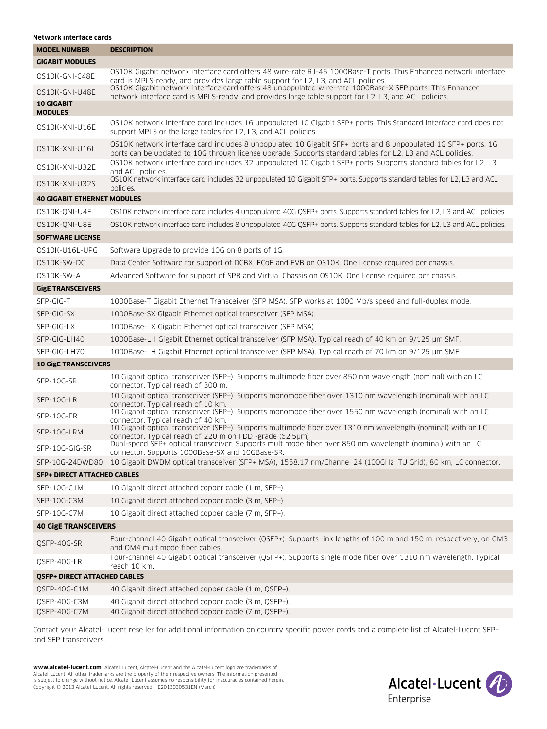**Network interface cards**

| MODEL NUMBER | DESCRIPTION |
|---|---|
| **GIGABIT MODULES** | |
| OS10K-GNI-C48E | OS10K Gigabit network interface card offers 48 wire-rate RJ-45 1000Base-T ports. This Enhanced network interface card is MPLS-ready, and provides large table support for L2, L3, and ACL policies. |
| OS10K-GNI-U48E | OS10K Gigabit network interface card offers 48 unpopulated wire-rate 1000Base-X SFP ports. This Enhanced network interface card is MPLS-ready, and provides large table support for L2, L3, and ACL policies. |
| **10 GIGABIT MODULES** | |
| OS10K-XNI-U16E | OS10K network interface card includes 16 unpopulated 10 Gigabit SFP+ ports. This Standard interface card does not support MPLS or the large tables for L2, L3, and ACL policies. |
| OS10K-XNI-U16L | OS10K network interface card includes 8 unpopulated 10 Gigabit SFP+ ports and 8 unpopulated 1G SFP+ ports. 1G ports can be updated to 10G through license upgrade. Supports standard tables for L2, L3 and ACL policies. |
| OS10K-XNI-U32E | OS10K network interface card includes 32 unpopulated 10 Gigabit SFP+ ports. Supports standard tables for L2, L3 and ACL policies. |
| OS10K-XNI-U32S | OS10K network interface card includes 32 unpopulated 10 Gigabit SFP+ ports. Supports standard tables for L2, L3 and ACL policies. |
| **40 GIGABIT ETHERNET MODULES** | |
| OS10K-QNI-U4E | OS10K network interface card includes 4 unpopulated 40G QSFP+ ports. Supports standard tables for L2, L3 and ACL policies. |
| OS10K-QNI-U8E | OS10K network interface card includes 8 unpopulated 40G QSFP+ ports. Supports standard tables for L2, L3 and ACL policies. |
| **SOFTWARE LICENSE** | |
| OS10K-U16L-UPG | Software Upgrade to provide 10G on 8 ports of 1G. |
| OS10K-SW-DC | Data Center Software for support of DCBX, FCoE and EVB on OS10K. One license required per chassis. |
| OS10K-SW-A | Advanced Software for support of SPB and Virtual Chassis on OS10K. One license required per chassis. |
| **GigE TRANSCEIVERS** | |
| SFP-GIG-T | 1000Base-T Gigabit Ethernet Transceiver (SFP MSA). SFP works at 1000 Mb/s speed and full-duplex mode. |
| SFP-GIG-SX | 1000Base-SX Gigabit Ethernet optical transceiver (SFP MSA). |
| SFP-GIG-LX | 1000Base-LX Gigabit Ethernet optical transceiver (SFP MSA). |
| SFP-GIG-LH40 | 1000Base-LH Gigabit Ethernet optical transceiver (SFP MSA). Typical reach of 40 km on 9/125 µm SMF. |
| SFP-GIG-LH70 | 1000Base-LH Gigabit Ethernet optical transceiver (SFP MSA). Typical reach of 70 km on 9/125 µm SMF. |
| **10 GigE TRANSCEIVERS** | |
| SFP-10G-SR | 10 Gigabit optical transceiver (SFP+). Supports multimode fiber over 850 nm wavelength (nominal) with an LC connector. Typical reach of 300 m. |
| SFP-10G-LR | 10 Gigabit optical transceiver (SFP+). Supports monomode fiber over 1310 nm wavelength (nominal) with an LC connector. Typical reach of 10 km. |
| SFP-10G-ER | 10 Gigabit optical transceiver (SFP+). Supports monomode fiber over 1550 nm wavelength (nominal) with an LC connector. Typical reach of 40 km. |
| SFP-10G-LRM | 10 Gigabit optical transceiver (SFP+). Supports multimode fiber over 1310 nm wavelength (nominal) with an LC connector. Typical reach of 220 m on FDDI-grade (62.5µm) |
| SFP-10G-GIG-SR | Dual-speed SFP+ optical transceiver. Supports multimode fiber over 850 nm wavelength (nominal) with an LC connector. Supports 1000Base-SX and 10GBase-SR. |
| SFP-10G-24DWD80 | 10 Gigabit DWDM optical transceiver (SFP+ MSA), 1558.17 nm/Channel 24 (100GHz ITU Grid), 80 km, LC connector. |
| **SFP+ DIRECT ATTACHED CABLES** | |
| SFP-10G-C1M | 10 Gigabit direct attached copper cable (1 m, SFP+). |
| SFP-10G-C3M | 10 Gigabit direct attached copper cable (3 m, SFP+). |
| SFP-10G-C7M | 10 Gigabit direct attached copper cable (7 m, SFP+). |
| **40 GigE TRANSCEIVERS** | |
| QSFP-40G-SR | Four-channel 40 Gigabit optical transceiver (QSFP+). Supports link lengths of 100 m and 150 m, respectively, on OM3 and OM4 multimode fiber cables. |
| QSFP-40G-LR | Four-channel 40 Gigabit optical transceiver (QSFP+). Supports single mode fiber over 1310 nm wavelength. Typical reach 10 km. |
| **QSFP+ DIRECT ATTACHED CABLES** | |
| QSFP-40G-C1M | 40 Gigabit direct attached copper cable (1 m, QSFP+). |
| QSFP-40G-C3M | 40 Gigabit direct attached copper cable (3 m, QSFP+). |
| QSFP-40G-C7M | 40 Gigabit direct attached copper cable (7 m, QSFP+). |

Contact your Alcatel-Lucent reseller for additional information on country specific power cords and a complete list of Alcatel-Lucent SFP+ and SFP transceivers.

**www.alcatel-lucent.com** Alcatel, Lucent, Alcatel-Lucent and the Alcatel-Lucent logo are trademarks of Alcatel-Lucent. All other trademarks are the property of their respective owners. The information presented is subject to change without notice. Alcatel-Lucent assumes no responsibility for inaccuracies contained herein. Copyright © 2013 Alcatel-Lucent. All rights reserved. E2013030531EN (March)

Alcatel·Lucent
Enterprise